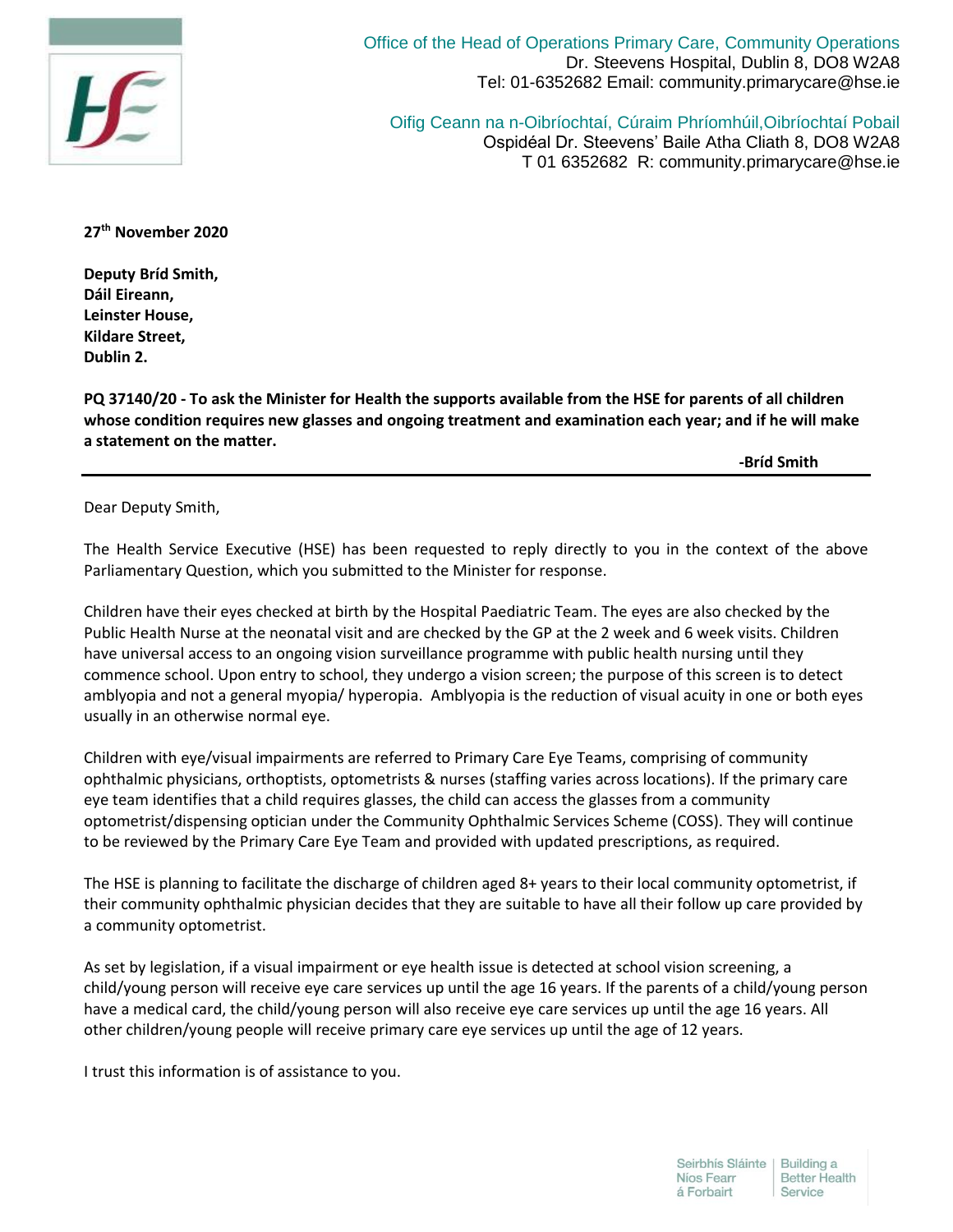Office of the Head of Operations Primary Care, Community Operations
Dr. Steevens Hospital, Dublin 8, DO8 W2A8
Tel: 01-6352682 Email: community.primarycare@hse.ie

Oifig Ceann na n-Oibríochtaí, Cúraim Phríomhúil,Oibríochtaí Pobail
Ospidéal Dr. Steevens' Baile Atha Cliath 8, DO8 W2A8
T 01 6352682 R: community.primarycare@hse.ie

**27th November 2020**

**Deputy Bríd Smith,**
**Dáil Eireann,**
**Leinster House,**
**Kildare Street,**
**Dublin 2.**

**PQ 37140/20 - To ask the Minister for Health the supports available from the HSE for parents of all children whose condition requires new glasses and ongoing treatment and examination each year; and if he will make a statement on the matter.**

**-Bríd Smith**

---

Dear Deputy Smith,

The Health Service Executive (HSE) has been requested to reply directly to you in the context of the above Parliamentary Question, which you submitted to the Minister for response.

Children have their eyes checked at birth by the Hospital Paediatric Team. The eyes are also checked by the Public Health Nurse at the neonatal visit and are checked by the GP at the 2 week and 6 week visits. Children have universal access to an ongoing vision surveillance programme with public health nursing until they commence school. Upon entry to school, they undergo a vision screen; the purpose of this screen is to detect amblyopia and not a general myopia/ hyperopia. Amblyopia is the reduction of visual acuity in one or both eyes usually in an otherwise normal eye.

Children with eye/visual impairments are referred to Primary Care Eye Teams, comprising of community ophthalmic physicians, orthoptists, optometrists & nurses (staffing varies across locations). If the primary care eye team identifies that a child requires glasses, the child can access the glasses from a community optometrist/dispensing optician under the Community Ophthalmic Services Scheme (COSS). They will continue to be reviewed by the Primary Care Eye Team and provided with updated prescriptions, as required.

The HSE is planning to facilitate the discharge of children aged 8+ years to their local community optometrist, if their community ophthalmic physician decides that they are suitable to have all their follow up care provided by a community optometrist.

As set by legislation, if a visual impairment or eye health issue is detected at school vision screening, a child/young person will receive eye care services up until the age 16 years. If the parents of a child/young person have a medical card, the child/young person will also receive eye care services up until the age 16 years. All other children/young people will receive primary care eye services up until the age of 12 years.

I trust this information is of assistance to you.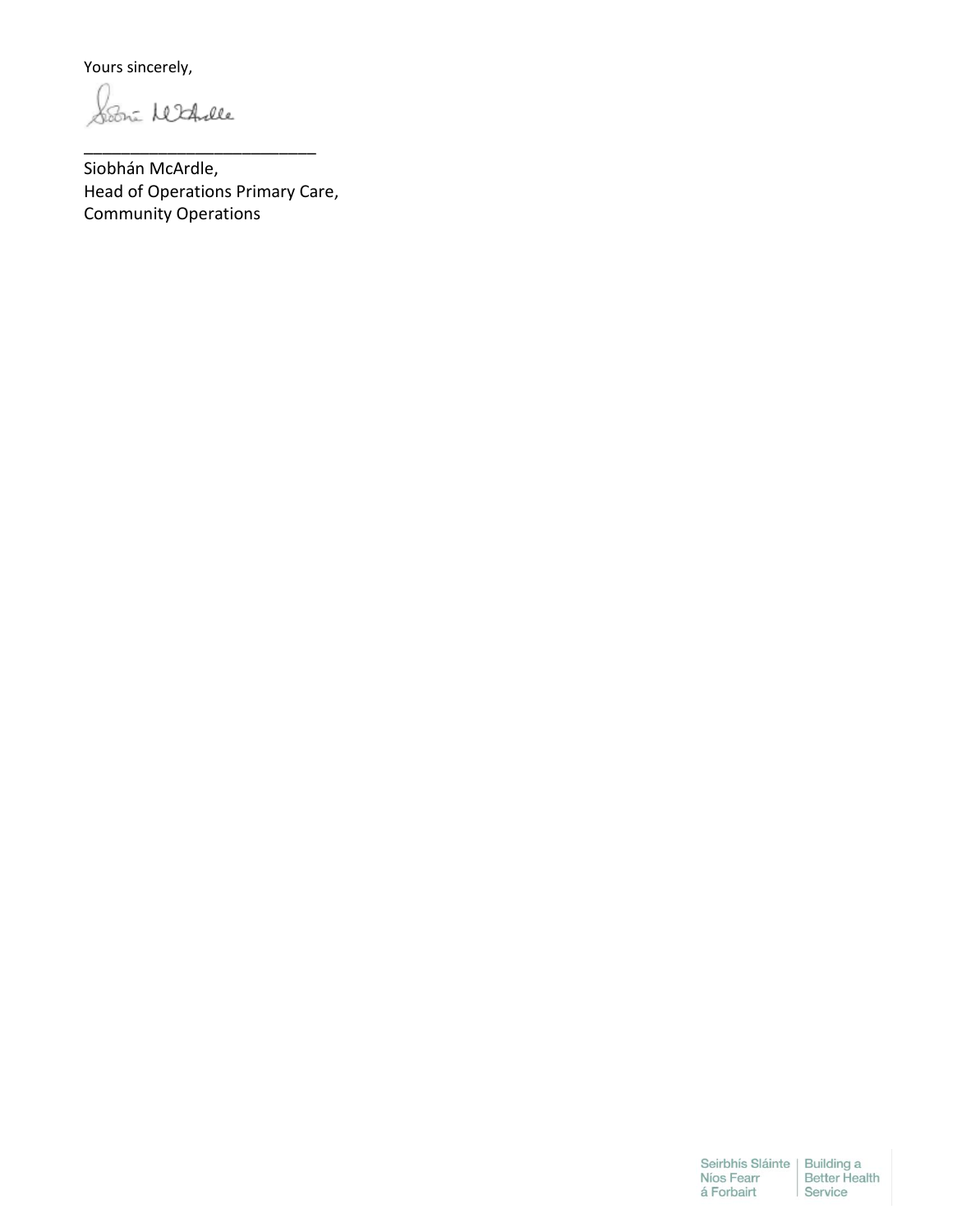Yours sincerely,

\_\_\_\_\_\_\_\_\_\_\_\_\_\_\_\_\_\_\_\_\_\_\_\_\_\_

Siobhán McArdle,
Head of Operations Primary Care,
Community Operations